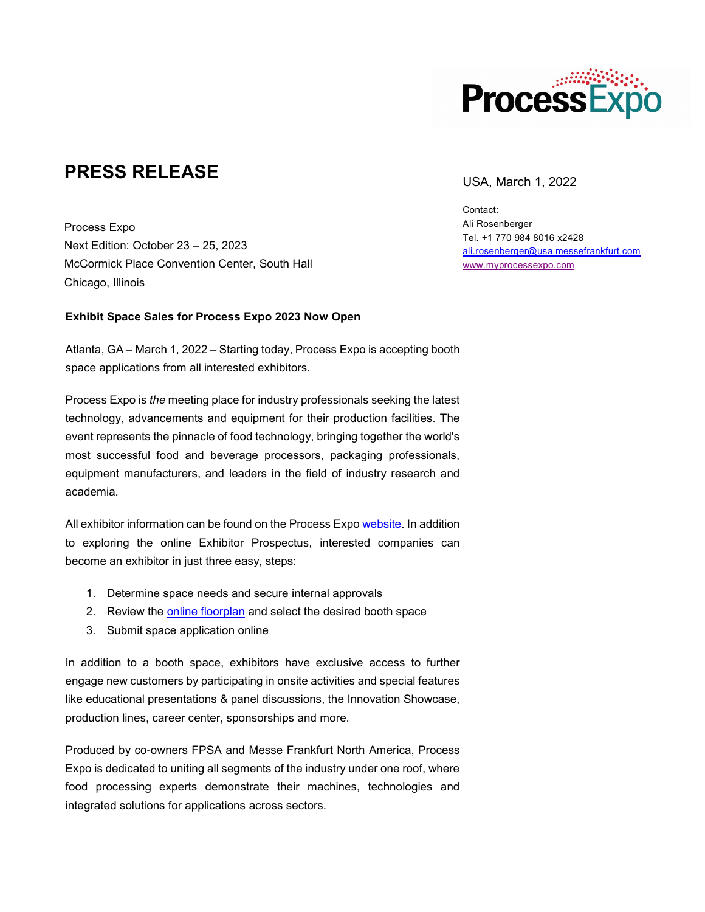# PRESS RELEASE

USA, March 1, 2022

Contact:
Ali Rosenberger
Tel. +1 770 984 8016 x2428
ali.rosenberger@usa.messefrankfurt.com
www.myprocessexpo.com

Process Expo
Next Edition: October 23 – 25, 2023
McCormick Place Convention Center, South Hall
Chicago, Illinois

**Exhibit Space Sales for Process Expo 2023 Now Open**

Atlanta, GA – March 1, 2022 – Starting today, Process Expo is accepting booth space applications from all interested exhibitors.

Process Expo is *the* meeting place for industry professionals seeking the latest technology, advancements and equipment for their production facilities. The event represents the pinnacle of food technology, bringing together the world's most successful food and beverage processors, packaging professionals, equipment manufacturers, and leaders in the field of industry research and academia.

All exhibitor information can be found on the Process Expo website. In addition to exploring the online Exhibitor Prospectus, interested companies can become an exhibitor in just three easy, steps:

1. Determine space needs and secure internal approvals
2. Review the online floorplan and select the desired booth space
3. Submit space application online

In addition to a booth space, exhibitors have exclusive access to further engage new customers by participating in onsite activities and special features like educational presentations & panel discussions, the Innovation Showcase, production lines, career center, sponsorships and more.

Produced by co-owners FPSA and Messe Frankfurt North America, Process Expo is dedicated to uniting all segments of the industry under one roof, where food processing experts demonstrate their machines, technologies and integrated solutions for applications across sectors.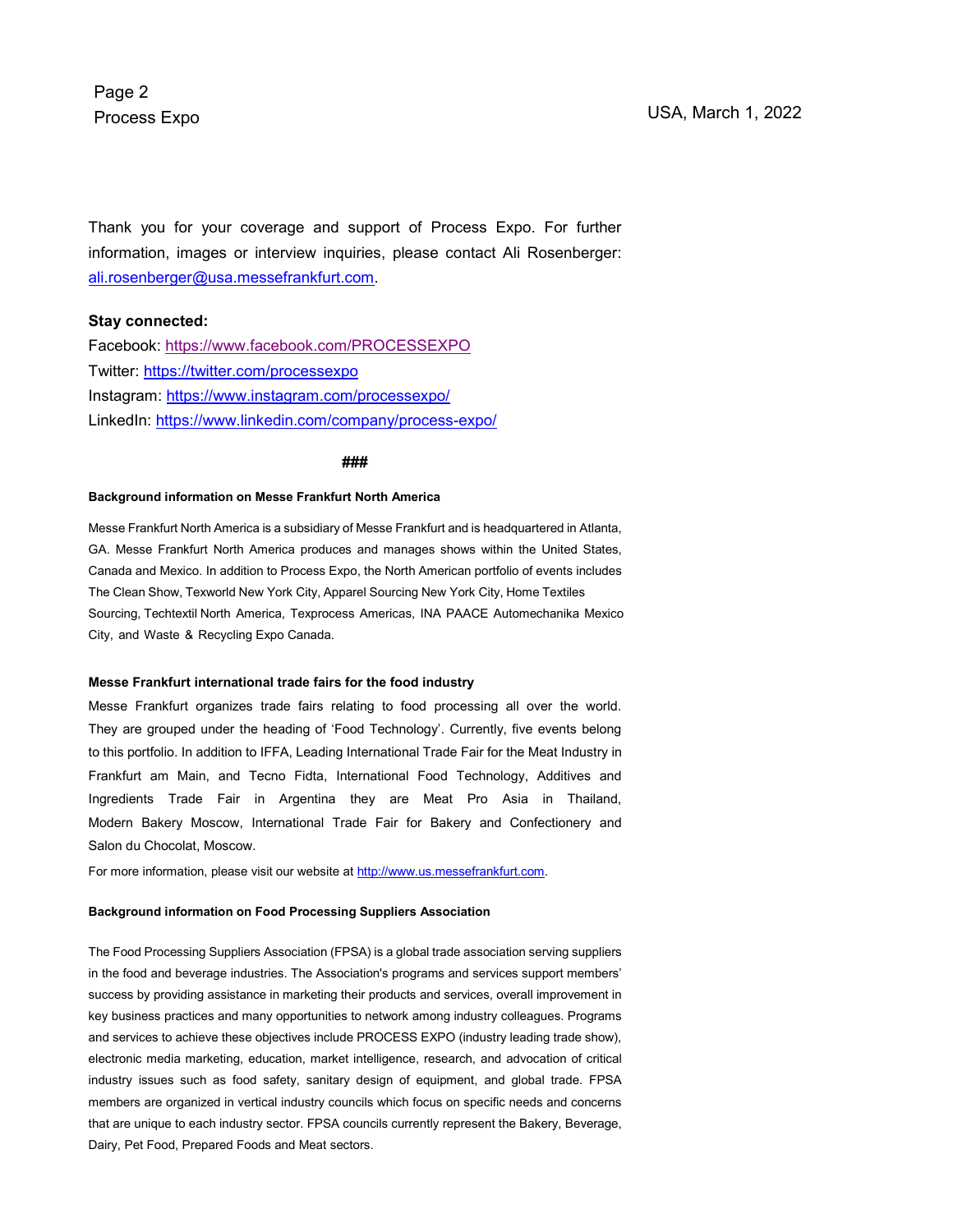Thank you for your coverage and support of Process Expo. For further information, images or interview inquiries, please contact Ali Rosenberger: ali.rosenberger@usa.messefrankfurt.com.

**Stay connected:**

Facebook: https://www.facebook.com/PROCESSEXPO
Twitter: https://twitter.com/processexpo
Instagram: https://www.instagram.com/processexpo/
LinkedIn: https://www.linkedin.com/company/process-expo/

**###**

**Background information on Messe Frankfurt North America**

Messe Frankfurt North America is a subsidiary of Messe Frankfurt and is headquartered in Atlanta, GA. Messe Frankfurt North America produces and manages shows within the United States, Canada and Mexico. In addition to Process Expo, the North American portfolio of events includes The Clean Show, Texworld New York City, Apparel Sourcing New York City, Home Textiles Sourcing, Techtextil North America, Texprocess Americas, INA PAACE Automechanika Mexico City, and Waste & Recycling Expo Canada.

**Messe Frankfurt international trade fairs for the food industry**

Messe Frankfurt organizes trade fairs relating to food processing all over the world. They are grouped under the heading of 'Food Technology'. Currently, five events belong to this portfolio. In addition to IFFA, Leading International Trade Fair for the Meat Industry in Frankfurt am Main, and Tecno Fidta, International Food Technology, Additives and Ingredients Trade Fair in Argentina they are Meat Pro Asia in Thailand, Modern Bakery Moscow, International Trade Fair for Bakery and Confectionery and Salon du Chocolat, Moscow.

For more information, please visit our website at http://www.us.messefrankfurt.com.

**Background information on Food Processing Suppliers Association**

The Food Processing Suppliers Association (FPSA) is a global trade association serving suppliers in the food and beverage industries. The Association's programs and services support members' success by providing assistance in marketing their products and services, overall improvement in key business practices and many opportunities to network among industry colleagues. Programs and services to achieve these objectives include PROCESS EXPO (industry leading trade show), electronic media marketing, education, market intelligence, research, and advocation of critical industry issues such as food safety, sanitary design of equipment, and global trade. FPSA members are organized in vertical industry councils which focus on specific needs and concerns that are unique to each industry sector. FPSA councils currently represent the Bakery, Beverage, Dairy, Pet Food, Prepared Foods and Meat sectors.